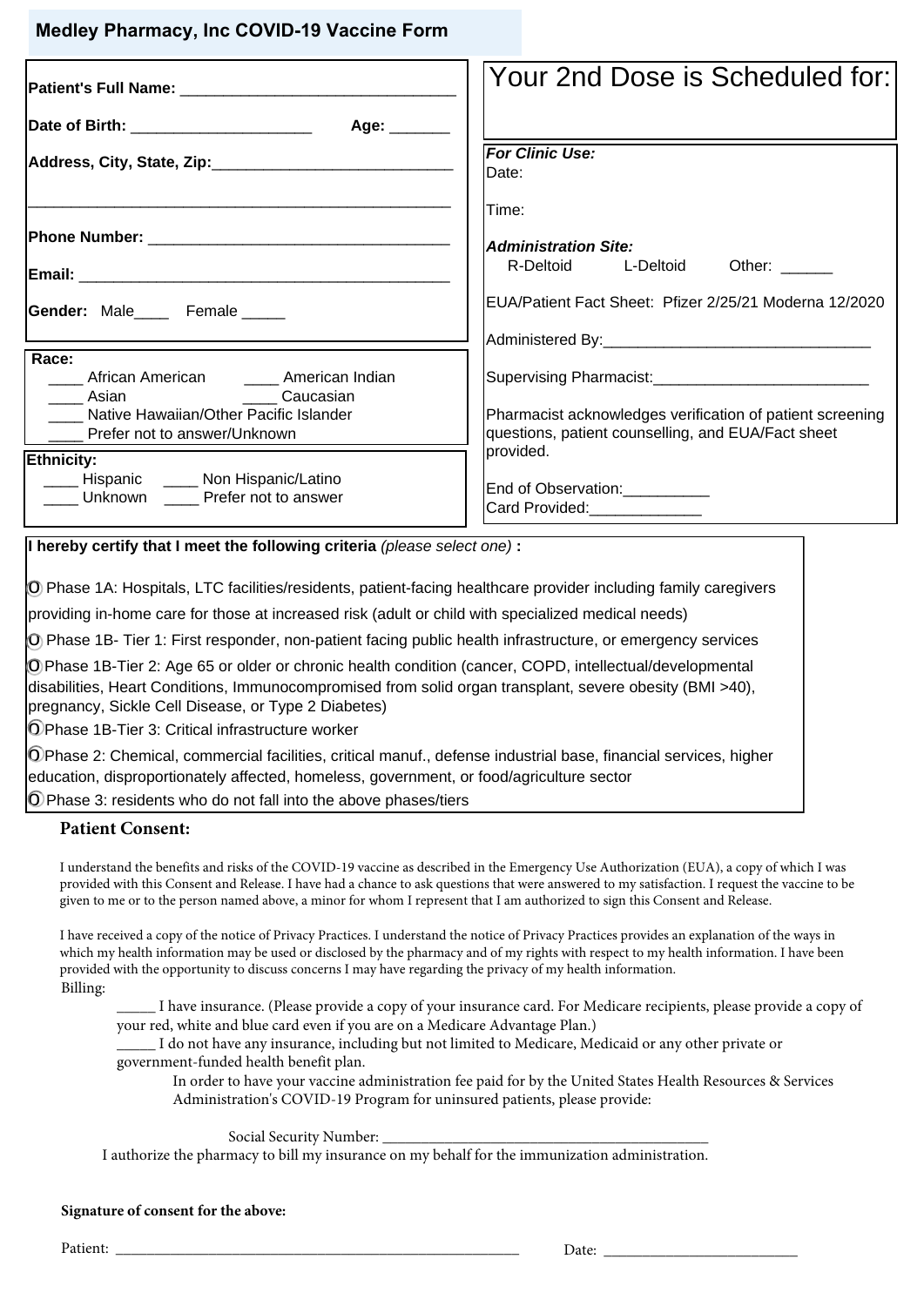## Medley Pharmacy, Inc COVID-19 Vaccine Form

**Patient's Full Name:** ________________________________

**Date of Birth:** ____________________ **Age:** _______

**Address, City, State, Zip:**____________________________

_______________________________________________

**Phone Number:** ___________________________________

**Email:** ___________________________________________

**Gender:** Male____ Female _____

**Race:**
____ African American ____ American Indian
____ Asian ____ Caucasian
____ Native Hawaiian/Other Pacific Islander
____ Prefer not to answer/Unknown

**Ethnicity:**
____ Hispanic ____ Non Hispanic/Latino
____ Unknown ____ Prefer not to answer

Your 2nd Dose is Scheduled for:

***For Clinic Use:***
Date:

Time:

***Administration Site:***
R-Deltoid L-Deltoid Other: ______

EUA/Patient Fact Sheet: Pfizer 2/25/21 Moderna 12/2020

Administered By:_______________________________

Supervising Pharmacist:_________________________

Pharmacist acknowledges verification of patient screening questions, patient counselling, and EUA/Fact sheet provided.

End of Observation:__________
Card Provided:_____________

**I hereby certify that I meet the following criteria** *(please select one)* **:**

O Phase 1A: Hospitals, LTC facilities/residents, patient-facing healthcare provider including family caregivers providing in-home care for those at increased risk (adult or child with specialized medical needs)

O Phase 1B- Tier 1: First responder, non-patient facing public health infrastructure, or emergency services

O Phase 1B-Tier 2: Age 65 or older or chronic health condition (cancer, COPD, intellectual/developmental disabilities, Heart Conditions, Immunocompromised from solid organ transplant, severe obesity (BMI >40), pregnancy, Sickle Cell Disease, or Type 2 Diabetes)

O Phase 1B-Tier 3: Critical infrastructure worker

O Phase 2: Chemical, commercial facilities, critical manuf., defense industrial base, financial services, higher education, disproportionately affected, homeless, government, or food/agriculture sector

O Phase 3: residents who do not fall into the above phases/tiers

### Patient Consent:

I understand the benefits and risks of the COVID-19 vaccine as described in the Emergency Use Authorization (EUA), a copy of which I was provided with this Consent and Release. I have had a chance to ask questions that were answered to my satisfaction. I request the vaccine to be given to me or to the person named above, a minor for whom I represent that I am authorized to sign this Consent and Release.

I have received a copy of the notice of Privacy Practices. I understand the notice of Privacy Practices provides an explanation of the ways in which my health information may be used or disclosed by the pharmacy and of my rights with respect to my health information. I have been provided with the opportunity to discuss concerns I may have regarding the privacy of my health information.

Billing:

_____ I have insurance. (Please provide a copy of your insurance card. For Medicare recipients, please provide a copy of your red, white and blue card even if you are on a Medicare Advantage Plan.)

_____ I do not have any insurance, including but not limited to Medicare, Medicaid or any other private or government-funded health benefit plan.

In order to have your vaccine administration fee paid for by the United States Health Resources & Services Administration's COVID-19 Program for uninsured patients, please provide:

Social Security Number: ________________________________________

I authorize the pharmacy to bill my insurance on my behalf for the immunization administration.

**Signature of consent for the above:**

Patient: ____________________________________________________ Date: ________________________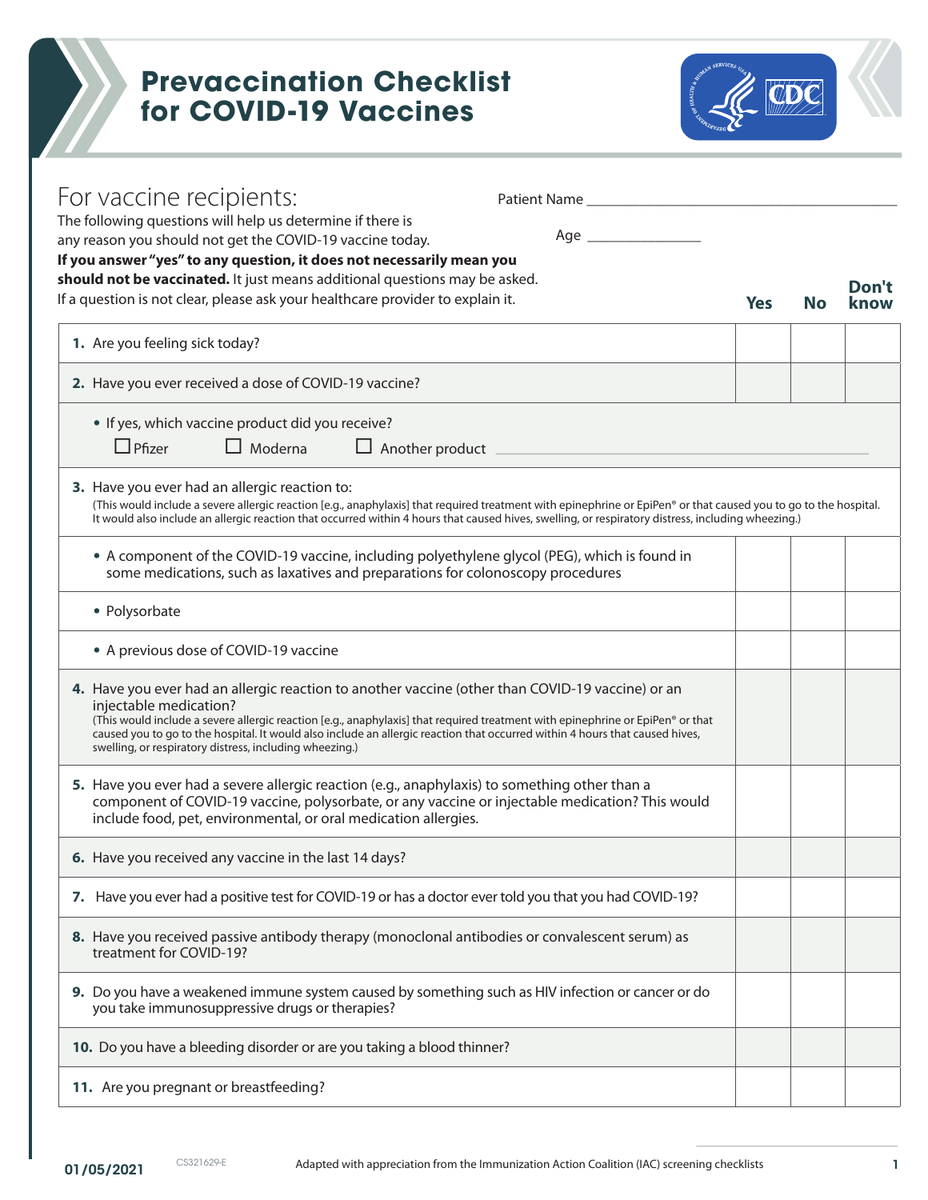# Prevaccination Checklist for COVID-19 Vaccines

## For vaccine recipients:

Patient Name ______________________________

Age ______________

The following questions will help us determine if there is any reason you should not get the COVID-19 vaccine today.

**If you answer "yes" to any question, it does not necessarily mean you should not be vaccinated.** It just means additional questions may be asked. If a question is not clear, please ask your healthcare provider to explain it.

| | Yes | No | Don't know |
|---|---|---|---|
| **1.** Are you feeling sick today? | | | |
| **2.** Have you ever received a dose of COVID-19 vaccine? | | | |
| • If yes, which vaccine product did you receive? ☐ Pfizer ☐ Moderna ☐ Another product ______________ | | | |
| **3.** Have you ever had an allergic reaction to: (This would include a severe allergic reaction [e.g., anaphylaxis] that required treatment with epinephrine or EpiPen® or that caused you to go to the hospital. It would also include an allergic reaction that occurred within 4 hours that caused hives, swelling, or respiratory distress, including wheezing.) | | | |
| • A component of the COVID-19 vaccine, including polyethylene glycol (PEG), which is found in some medications, such as laxatives and preparations for colonoscopy procedures | | | |
| • Polysorbate | | | |
| • A previous dose of COVID-19 vaccine | | | |
| **4.** Have you ever had an allergic reaction to another vaccine (other than COVID-19 vaccine) or an injectable medication? (This would include a severe allergic reaction [e.g., anaphylaxis] that required treatment with epinephrine or EpiPen® or that caused you to go to the hospital. It would also include an allergic reaction that occurred within 4 hours that caused hives, swelling, or respiratory distress, including wheezing.) | | | |
| **5.** Have you ever had a severe allergic reaction (e.g., anaphylaxis) to something other than a component of COVID-19 vaccine, polysorbate, or any vaccine or injectable medication? This would include food, pet, environmental, or oral medication allergies. | | | |
| **6.** Have you received any vaccine in the last 14 days? | | | |
| **7.** Have you ever had a positive test for COVID-19 or has a doctor ever told you that you had COVID-19? | | | |
| **8.** Have you received passive antibody therapy (monoclonal antibodies or convalescent serum) as treatment for COVID-19? | | | |
| **9.** Do you have a weakened immune system caused by something such as HIV infection or cancer or do you take immunosuppressive drugs or therapies? | | | |
| **10.** Do you have a bleeding disorder or are you taking a blood thinner? | | | |
| **11.** Are you pregnant or breastfeeding? | | | |

01/05/2021 CS321629-E

Adapted with appreciation from the Immunization Action Coalition (IAC) screening checklists